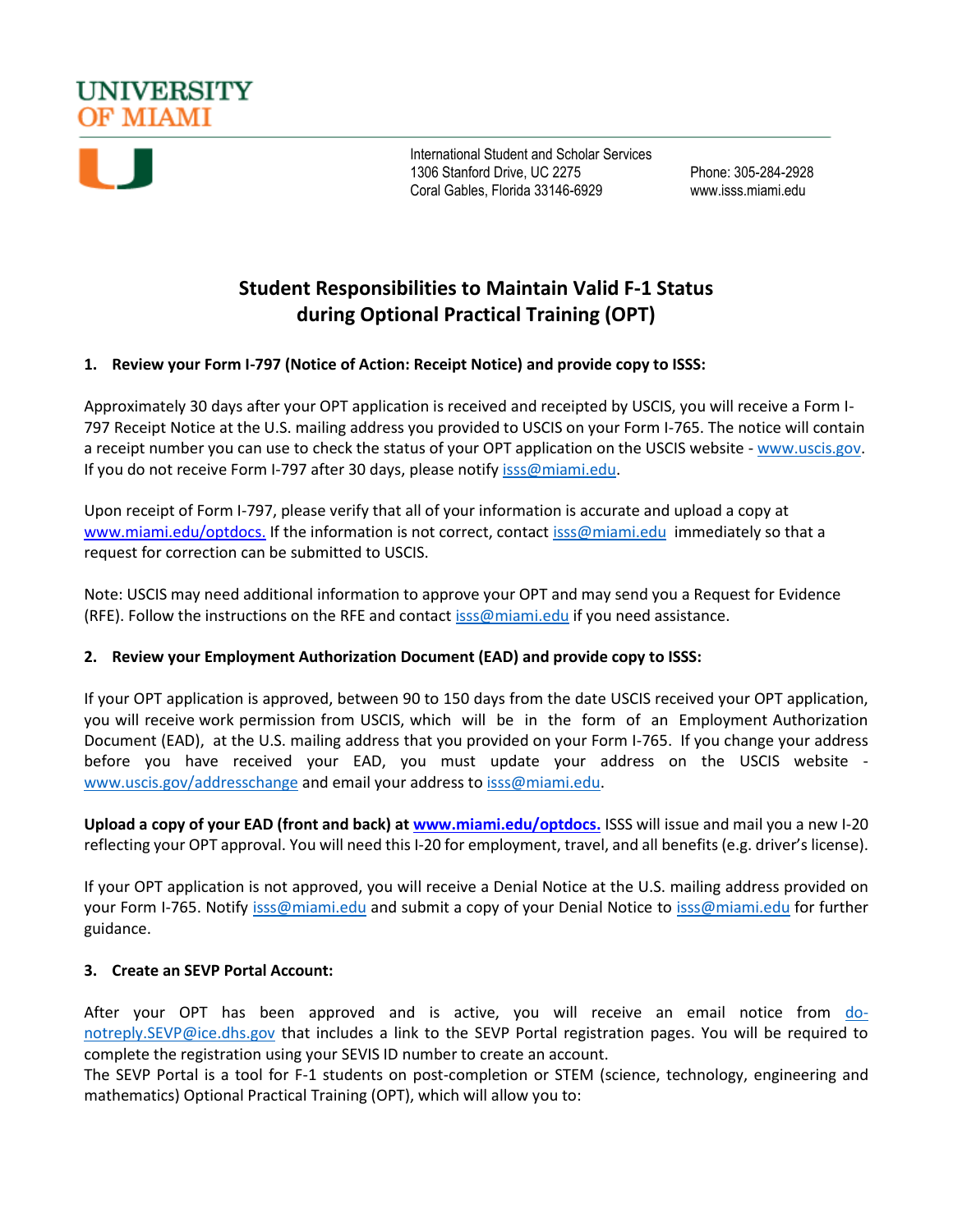UNIVERSITY OF MIAMI

International Student and Scholar Services
1306 Stanford Drive, UC 2275
Coral Gables, Florida 33146-6929

Phone: 305-284-2928
www.isss.miami.edu

# Student Responsibilities to Maintain Valid F-1 Status during Optional Practical Training (OPT)

## 1. Review your Form I-797 (Notice of Action: Receipt Notice) and provide copy to ISSS:

Approximately 30 days after your OPT application is received and receipted by USCIS, you will receive a Form I-797 Receipt Notice at the U.S. mailing address you provided to USCIS on your Form I-765. The notice will contain a receipt number you can use to check the status of your OPT application on the USCIS website - www.uscis.gov. If you do not receive Form I-797 after 30 days, please notify isss@miami.edu.

Upon receipt of Form I-797, please verify that all of your information is accurate and upload a copy at www.miami.edu/optdocs. If the information is not correct, contact isss@miami.edu immediately so that a request for correction can be submitted to USCIS.

Note: USCIS may need additional information to approve your OPT and may send you a Request for Evidence (RFE). Follow the instructions on the RFE and contact isss@miami.edu if you need assistance.

## 2. Review your Employment Authorization Document (EAD) and provide copy to ISSS:

If your OPT application is approved, between 90 to 150 days from the date USCIS received your OPT application, you will receive work permission from USCIS, which will be in the form of an Employment Authorization Document (EAD), at the U.S. mailing address that you provided on your Form I-765. If you change your address before you have received your EAD, you must update your address on the USCIS website - www.uscis.gov/addresschange and email your address to isss@miami.edu.

**Upload a copy of your EAD (front and back) at www.miami.edu/optdocs.** ISSS will issue and mail you a new I-20 reflecting your OPT approval. You will need this I-20 for employment, travel, and all benefits (e.g. driver's license).

If your OPT application is not approved, you will receive a Denial Notice at the U.S. mailing address provided on your Form I-765. Notify isss@miami.edu and submit a copy of your Denial Notice to isss@miami.edu for further guidance.

## 3. Create an SEVP Portal Account:

After your OPT has been approved and is active, you will receive an email notice from do-notreply.SEVP@ice.dhs.gov that includes a link to the SEVP Portal registration pages. You will be required to complete the registration using your SEVIS ID number to create an account.
The SEVP Portal is a tool for F-1 students on post-completion or STEM (science, technology, engineering and mathematics) Optional Practical Training (OPT), which will allow you to: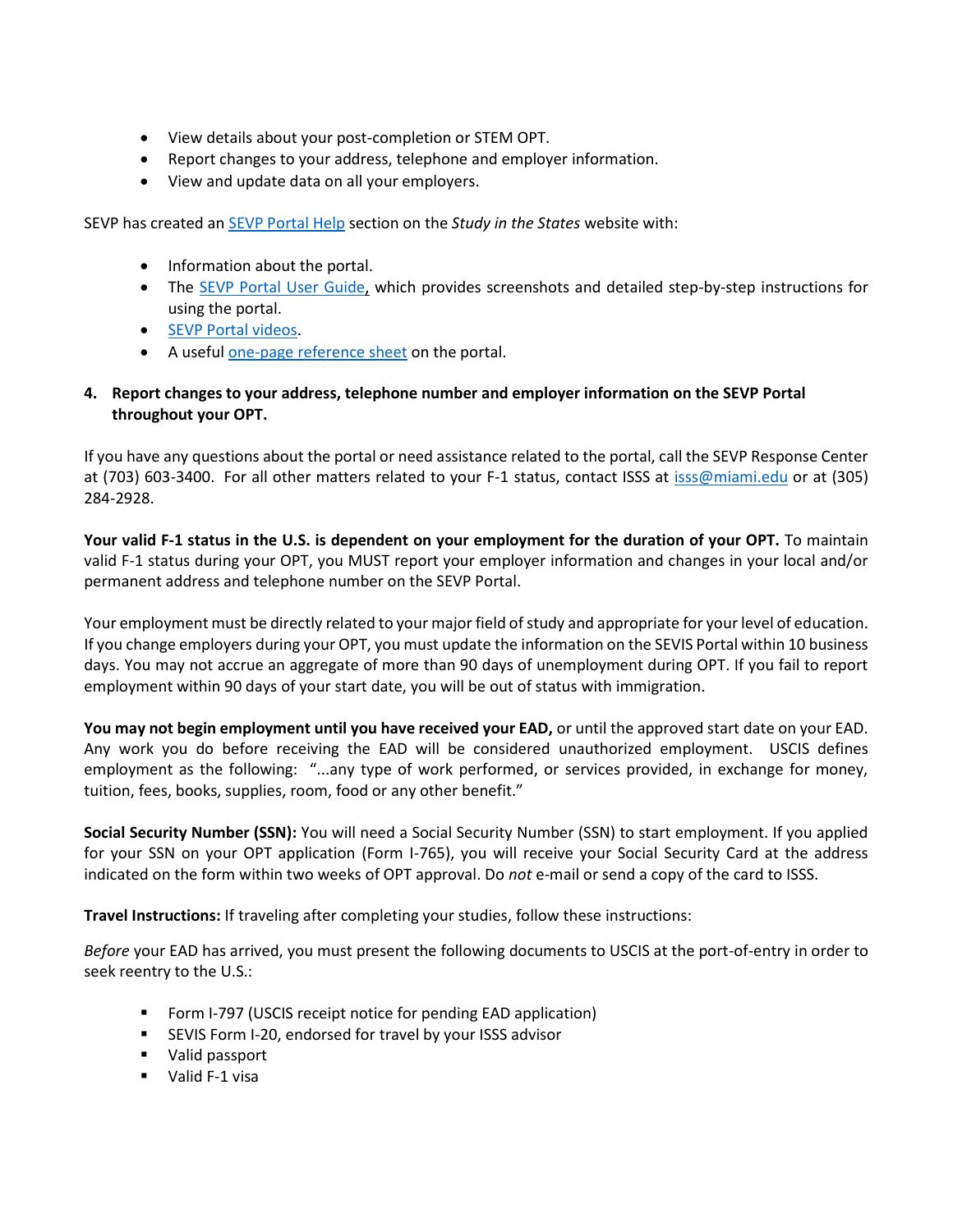- View details about your post-completion or STEM OPT.
- Report changes to your address, telephone and employer information.
- View and update data on all your employers.

SEVP has created an [SEVP Portal Help]() section on the *Study in the States* website with:

- Information about the portal.
- The [SEVP Portal User Guide](), which provides screenshots and detailed step-by-step instructions for using the portal.
- [SEVP Portal videos]().
- A useful [one-page reference sheet]() on the portal.

4. **Report changes to your address, telephone number and employer information on the SEVP Portal throughout your OPT.**

If you have any questions about the portal or need assistance related to the portal, call the SEVP Response Center at (703) 603-3400. For all other matters related to your F-1 status, contact ISSS at [isss@miami.edu]() or at (305) 284-2928.

**Your valid F-1 status in the U.S. is dependent on your employment for the duration of your OPT.** To maintain valid F-1 status during your OPT, you MUST report your employer information and changes in your local and/or permanent address and telephone number on the SEVP Portal.

Your employment must be directly related to your major field of study and appropriate for your level of education. If you change employers during your OPT, you must update the information on the SEVIS Portal within 10 business days. You may not accrue an aggregate of more than 90 days of unemployment during OPT. If you fail to report employment within 90 days of your start date, you will be out of status with immigration.

**You may not begin employment until you have received your EAD,** or until the approved start date on your EAD. Any work you do before receiving the EAD will be considered unauthorized employment. USCIS defines employment as the following: "...any type of work performed, or services provided, in exchange for money, tuition, fees, books, supplies, room, food or any other benefit."

**Social Security Number (SSN):** You will need a Social Security Number (SSN) to start employment. If you applied for your SSN on your OPT application (Form I-765), you will receive your Social Security Card at the address indicated on the form within two weeks of OPT approval. Do *not* e-mail or send a copy of the card to ISSS.

**Travel Instructions:** If traveling after completing your studies, follow these instructions:

*Before* your EAD has arrived, you must present the following documents to USCIS at the port-of-entry in order to seek reentry to the U.S.:

- Form I-797 (USCIS receipt notice for pending EAD application)
- SEVIS Form I-20, endorsed for travel by your ISSS advisor
- Valid passport
- Valid F-1 visa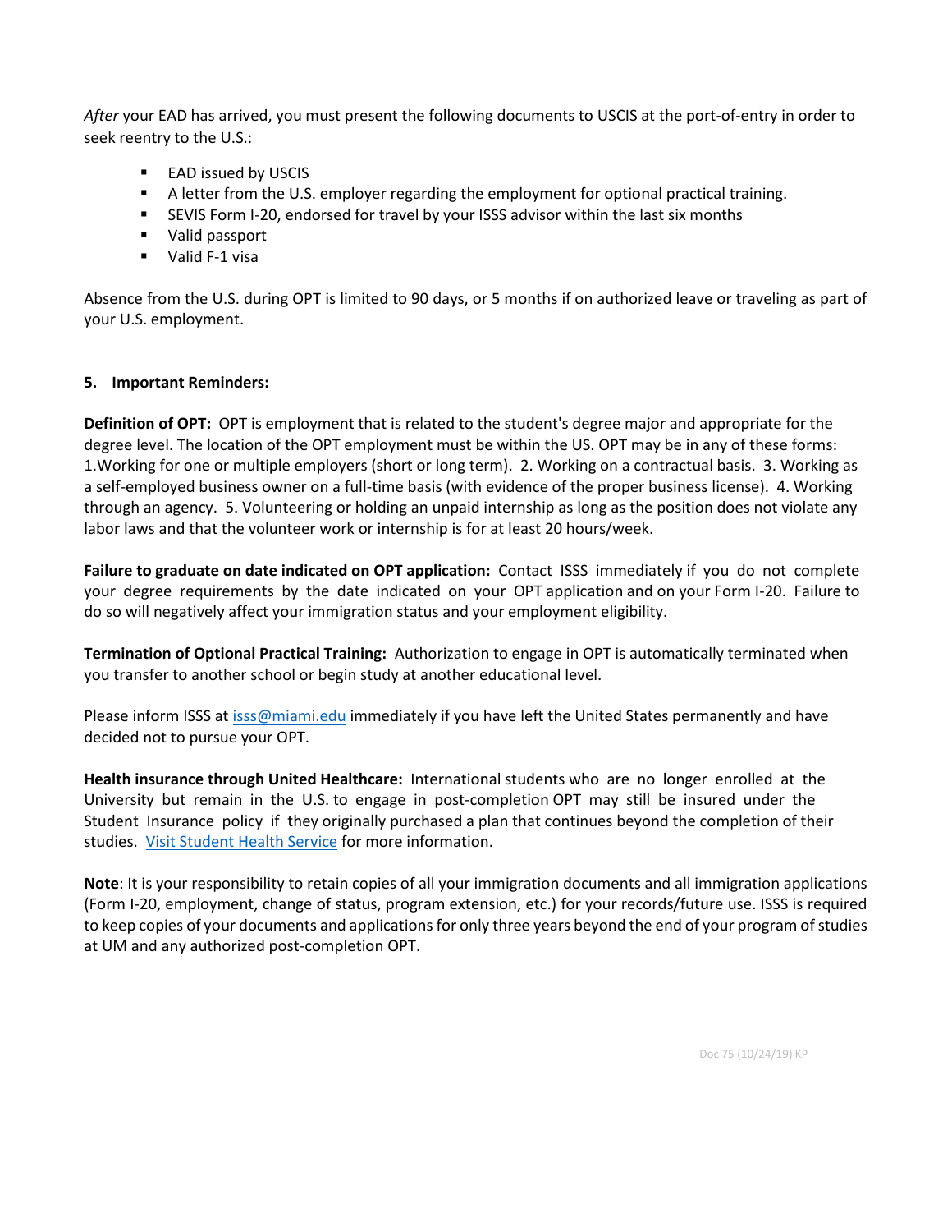*After* your EAD has arrived, you must present the following documents to USCIS at the port-of-entry in order to seek reentry to the U.S.:

- EAD issued by USCIS
- A letter from the U.S. employer regarding the employment for optional practical training.
- SEVIS Form I-20, endorsed for travel by your ISSS advisor within the last six months
- Valid passport
- Valid F-1 visa

Absence from the U.S. during OPT is limited to 90 days, or 5 months if on authorized leave or traveling as part of your U.S. employment.

**5. Important Reminders:**

**Definition of OPT:** OPT is employment that is related to the student's degree major and appropriate for the degree level. The location of the OPT employment must be within the US. OPT may be in any of these forms: 1.Working for one or multiple employers (short or long term). 2. Working on a contractual basis. 3. Working as a self-employed business owner on a full-time basis (with evidence of the proper business license). 4. Working through an agency. 5. Volunteering or holding an unpaid internship as long as the position does not violate any labor laws and that the volunteer work or internship is for at least 20 hours/week.

**Failure to graduate on date indicated on OPT application:** Contact ISSS immediately if you do not complete your degree requirements by the date indicated on your OPT application and on your Form I-20. Failure to do so will negatively affect your immigration status and your employment eligibility.

**Termination of Optional Practical Training:** Authorization to engage in OPT is automatically terminated when you transfer to another school or begin study at another educational level.

Please inform ISSS at isss@miami.edu immediately if you have left the United States permanently and have decided not to pursue your OPT.

**Health insurance through United Healthcare:** International students who are no longer enrolled at the University but remain in the U.S. to engage in post-completion OPT may still be insured under the Student Insurance policy if they originally purchased a plan that continues beyond the completion of their studies. Visit Student Health Service for more information.

**Note**: It is your responsibility to retain copies of all your immigration documents and all immigration applications (Form I-20, employment, change of status, program extension, etc.) for your records/future use. ISSS is required to keep copies of your documents and applications for only three years beyond the end of your program of studies at UM and any authorized post-completion OPT.

Doc 75 (10/24/19) KP